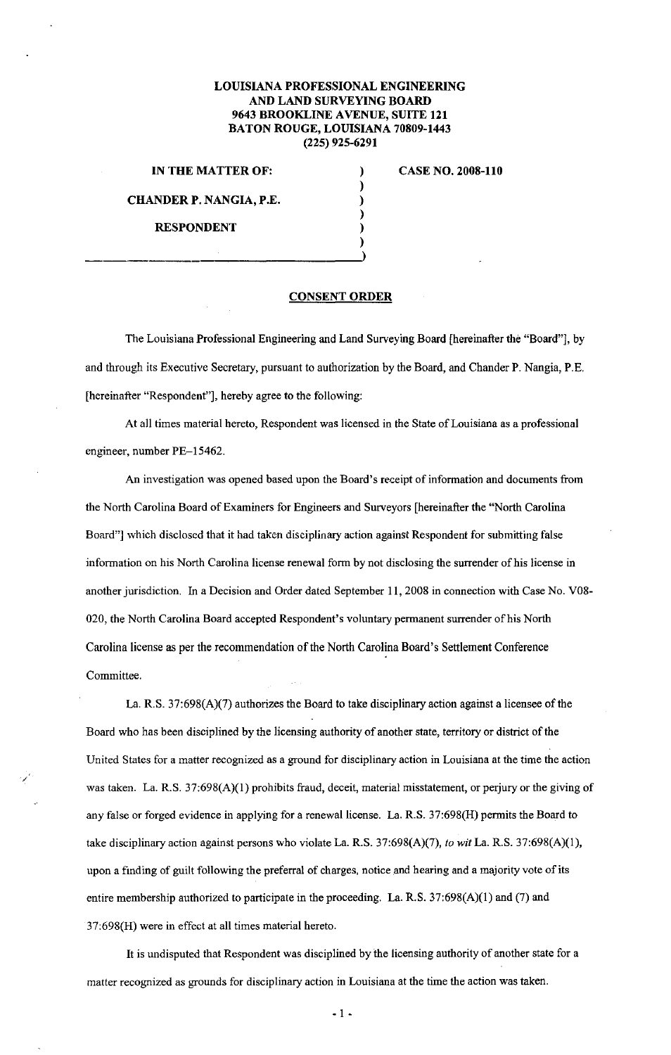**LOUISIANA PROFESSIONAL ENGINEERING AND LAND SURVEYING BOARD**
**9643 BROOKLINE AVENUE, SUITE 121**
**BATON ROUGE, LOUISIANA 70809-1443**
**(225) 925-6291**

| | | |
|---|---|---|
| **IN THE MATTER OF:** | ) | **CASE NO. 2008-110** |
| | ) | |
| **CHANDER P. NANGIA, P.E.** | ) | |
| | ) | |
| **RESPONDENT** | ) | |
| | ) | |
| | ) | |

## CONSENT ORDER

The Louisiana Professional Engineering and Land Surveying Board [hereinafter the "Board"], by and through its Executive Secretary, pursuant to authorization by the Board, and Chander P. Nangia, P.E. [hereinafter "Respondent"], hereby agree to the following:

At all times material hereto, Respondent was licensed in the State of Louisiana as a professional engineer, number PE-15462.

An investigation was opened based upon the Board's receipt of information and documents from the North Carolina Board of Examiners for Engineers and Surveyors [hereinafter the "North Carolina Board"] which disclosed that it had taken disciplinary action against Respondent for submitting false information on his North Carolina license renewal form by not disclosing the surrender of his license in another jurisdiction. In a Decision and Order dated September 11, 2008 in connection with Case No. V08-020, the North Carolina Board accepted Respondent's voluntary permanent surrender of his North Carolina license as per the recommendation of the North Carolina Board's Settlement Conference Committee.

La. R.S. 37:698(A)(7) authorizes the Board to take disciplinary action against a licensee of the Board who has been disciplined by the licensing authority of another state, territory or district of the United States for a matter recognized as a ground for disciplinary action in Louisiana at the time the action was taken. La. R.S. 37:698(A)(1) prohibits fraud, deceit, material misstatement, or perjury or the giving of any false or forged evidence in applying for a renewal license. La. R.S. 37:698(H) permits the Board to take disciplinary action against persons who violate La. R.S. 37:698(A)(7), *to wit* La. R.S. 37:698(A)(1), upon a finding of guilt following the preferral of charges, notice and hearing and a majority vote of its entire membership authorized to participate in the proceeding. La. R.S. 37:698(A)(1) and (7) and 37:698(H) were in effect at all times material hereto.

It is undisputed that Respondent was disciplined by the licensing authority of another state for a matter recognized as grounds for disciplinary action in Louisiana at the time the action was taken.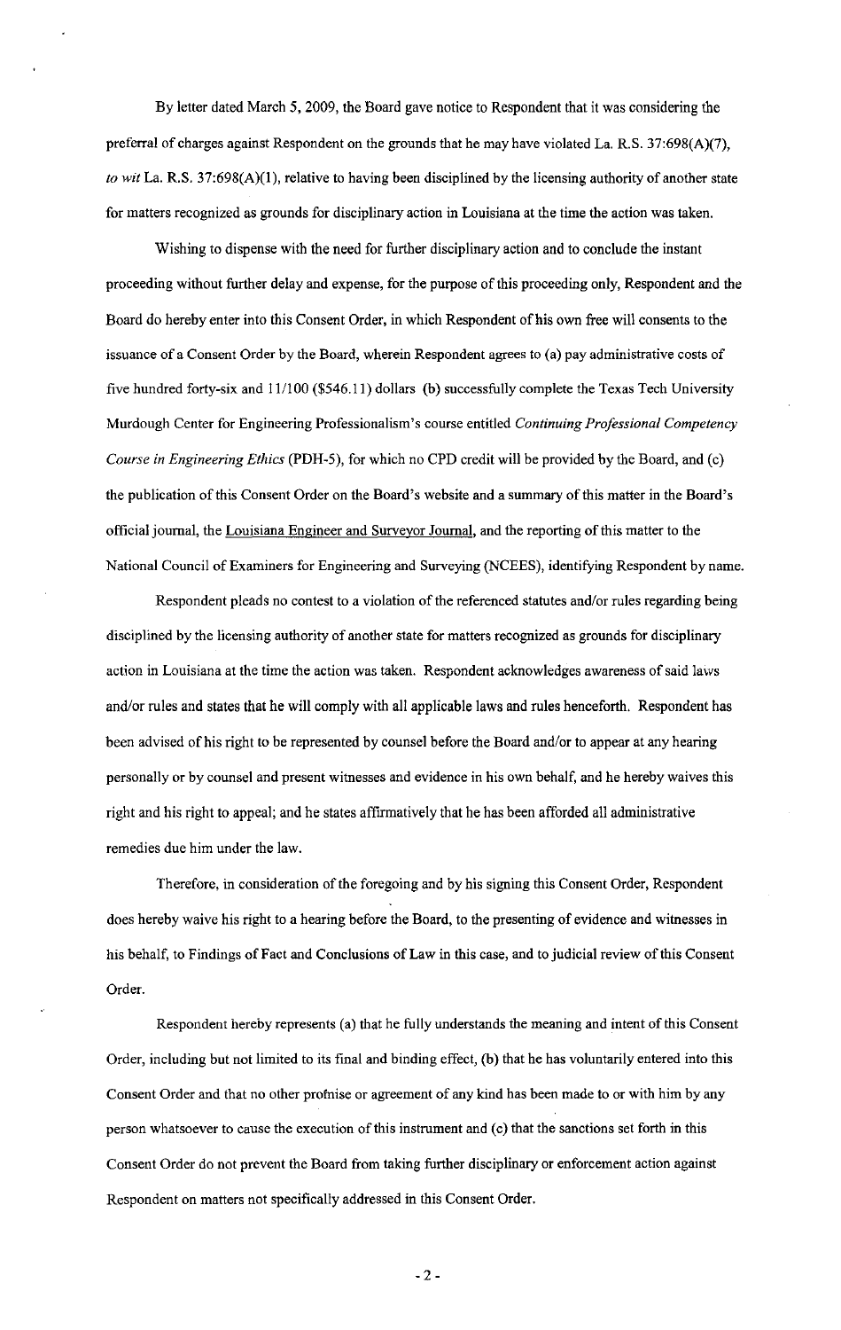By letter dated March 5, 2009, the Board gave notice to Respondent that it was considering the preferral of charges against Respondent on the grounds that he may have violated La. R.S. 37:698(A)(7), *to wit* La. R.S. 37:698(A)(1), relative to having been disciplined by the licensing authority of another state for matters recognized as grounds for disciplinary action in Louisiana at the time the action was taken.

Wishing to dispense with the need for further disciplinary action and to conclude the instant proceeding without further delay and expense, for the purpose of this proceeding only, Respondent and the Board do hereby enter into this Consent Order, in which Respondent of his own free will consents to the issuance of a Consent Order by the Board, wherein Respondent agrees to (a) pay administrative costs of five hundred forty-six and 11/100 ($546.11) dollars (b) successfully complete the Texas Tech University Murdough Center for Engineering Professionalism's course entitled *Continuing Professional Competency Course in Engineering Ethics* (PDH-5), for which no CPD credit will be provided by the Board, and (c) the publication of this Consent Order on the Board's website and a summary of this matter in the Board's official journal, the Louisiana Engineer and Surveyor Journal, and the reporting of this matter to the National Council of Examiners for Engineering and Surveying (NCEES), identifying Respondent by name.

Respondent pleads no contest to a violation of the referenced statutes and/or rules regarding being disciplined by the licensing authority of another state for matters recognized as grounds for disciplinary action in Louisiana at the time the action was taken. Respondent acknowledges awareness of said laws and/or rules and states that he will comply with all applicable laws and rules henceforth. Respondent has been advised of his right to be represented by counsel before the Board and/or to appear at any hearing personally or by counsel and present witnesses and evidence in his own behalf, and he hereby waives this right and his right to appeal; and he states affirmatively that he has been afforded all administrative remedies due him under the law.

Therefore, in consideration of the foregoing and by his signing this Consent Order, Respondent does hereby waive his right to a hearing before the Board, to the presenting of evidence and witnesses in his behalf, to Findings of Fact and Conclusions of Law in this case, and to judicial review of this Consent Order.

Respondent hereby represents (a) that he fully understands the meaning and intent of this Consent Order, including but not limited to its final and binding effect, (b) that he has voluntarily entered into this Consent Order and that no other promise or agreement of any kind has been made to or with him by any person whatsoever to cause the execution of this instrument and (c) that the sanctions set forth in this Consent Order do not prevent the Board from taking further disciplinary or enforcement action against Respondent on matters not specifically addressed in this Consent Order.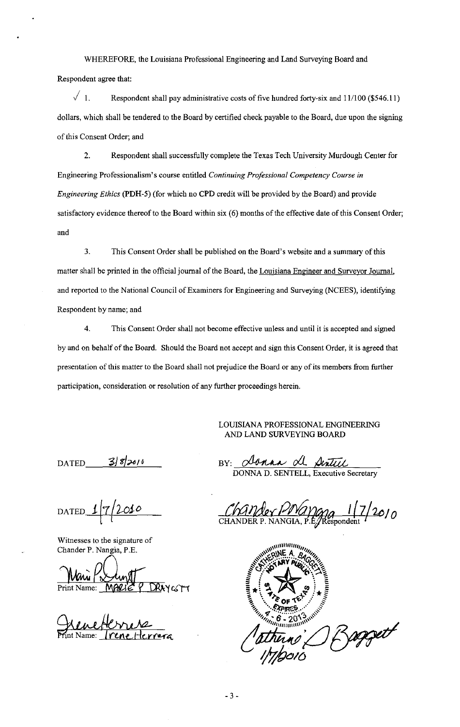WHEREFORE, the Louisiana Professional Engineering and Land Surveying Board and Respondent agree that:

√ 1. Respondent shall pay administrative costs of five hundred forty-six and 11/100 ($546.11) dollars, which shall be tendered to the Board by certified check payable to the Board, due upon the signing of this Consent Order; and

2. Respondent shall successfully complete the Texas Tech University Murdough Center for Engineering Professionalism's course entitled *Continuing Professional Competency Course in Engineering Ethics* (PDH-5) (for which no CPD credit will be provided by the Board) and provide satisfactory evidence thereof to the Board within six (6) months of the effective date of this Consent Order; and

3. This Consent Order shall be published on the Board's website and a summary of this matter shall be printed in the official journal of the Board, the Louisiana Engineer and Surveyor Journal, and reported to the National Council of Examiners for Engineering and Surveying (NCEES), identifying Respondent by name; and

4. This Consent Order shall not become effective unless and until it is accepted and signed by and on behalf of the Board. Should the Board not accept and sign this Consent Order, it is agreed that presentation of this matter to the Board shall not prejudice the Board or any of its members from further participation, consideration or resolution of any further proceedings herein.

LOUISIANA PROFESSIONAL ENGINEERING AND LAND SURVEYING BOARD

DATED 3/8/2010

BY: Donna D. Sentell
DONNA D. SENTELL, Executive Secretary

DATED 1/7/2010

Chander P. Nangia 1/7/2010
CHANDER P. NANGIA, P.E., Respondent

Witnesses to the signature of Chander P. Nangia, P.E.

Print Name: MARIE P. DRAYCOTT

Print Name: Irene Herrera

CATHERINE A. BAGGETT
NOTARY PUBLIC
STATE OF TEXAS
EXPIRES 4-6-2013

Catherine A. Baggett
1/7/2010